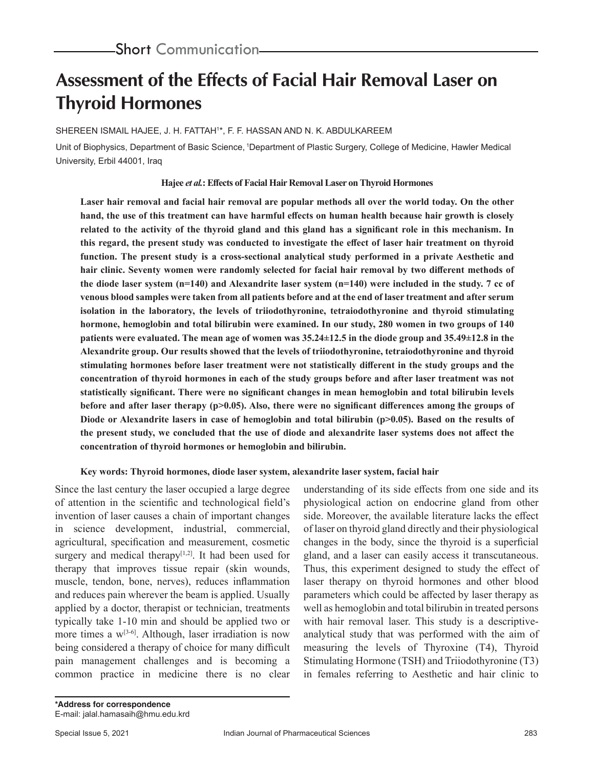Short Communication

# Assessment of the Effects of Facial Hair Removal Laser on Thyroid Hormones

SHEREEN ISMAIL HAJEE, J. H. FATTAH[1]*, F. F. HASSAN AND N. K. ABDULKAREEM

Unit of Biophysics, Department of Basic Science, [1]Department of Plastic Surgery, College of Medicine, Hawler Medical University, Erbil 44001, Iraq

**Hajee *et al.*: Effects of Facial Hair Removal Laser on Thyroid Hormones**

**Laser hair removal and facial hair removal are popular methods all over the world today. On the other hand, the use of this treatment can have harmful effects on human health because hair growth is closely related to the activity of the thyroid gland and this gland has a significant role in this mechanism. In this regard, the present study was conducted to investigate the effect of laser hair treatment on thyroid function. The present study is a cross-sectional analytical study performed in a private Aesthetic and hair clinic. Seventy women were randomly selected for facial hair removal by two different methods of the diode laser system (n=140) and Alexandrite laser system (n=140) were included in the study. 7 cc of venous blood samples were taken from all patients before and at the end of laser treatment and after serum isolation in the laboratory, the levels of triiodothyronine, tetraiodothyronine and thyroid stimulating hormone, hemoglobin and total bilirubin were examined. In our study, 280 women in two groups of 140 patients were evaluated. The mean age of women was 35.24±12.5 in the diode group and 35.49±12.8 in the Alexandrite group. Our results showed that the levels of triiodothyronine, tetraiodothyronine and thyroid stimulating hormones before laser treatment were not statistically different in the study groups and the concentration of thyroid hormones in each of the study groups before and after laser treatment was not statistically significant. There were no significant changes in mean hemoglobin and total bilirubin levels before and after laser therapy (p>0.05). Also, there were no significant differences among the groups of Diode or Alexandrite lasers in case of hemoglobin and total bilirubin (p>0.05). Based on the results of the present study, we concluded that the use of diode and alexandrite laser systems does not affect the concentration of thyroid hormones or hemoglobin and bilirubin.**

**Key words: Thyroid hormones, diode laser system, alexandrite laser system, facial hair**

Since the last century the laser occupied a large degree of attention in the scientific and technological field's invention of laser causes a chain of important changes in science development, industrial, commercial, agricultural, specification and measurement, cosmetic surgery and medical therapy[1,2]. It had been used for therapy that improves tissue repair (skin wounds, muscle, tendon, bone, nerves), reduces inflammation and reduces pain wherever the beam is applied. Usually applied by a doctor, therapist or technician, treatments typically take 1-10 min and should be applied two or more times a w[3-6]. Although, laser irradiation is now being considered a therapy of choice for many difficult pain management challenges and is becoming a common practice in medicine there is no clear understanding of its side effects from one side and its physiological action on endocrine gland from other side. Moreover, the available literature lacks the effect of laser on thyroid gland directly and their physiological changes in the body, since the thyroid is a superficial gland, and a laser can easily access it transcutaneous. Thus, this experiment designed to study the effect of laser therapy on thyroid hormones and other blood parameters which could be affected by laser therapy as well as hemoglobin and total bilirubin in treated persons with hair removal laser. This study is a descriptive-analytical study that was performed with the aim of measuring the levels of Thyroxine (T4), Thyroid Stimulating Hormone (TSH) and Triiodothyronine (T3) in females referring to Aesthetic and hair clinic to

**\*Address for correspondence**
E-mail: jalal.hamasaih@hmu.edu.krd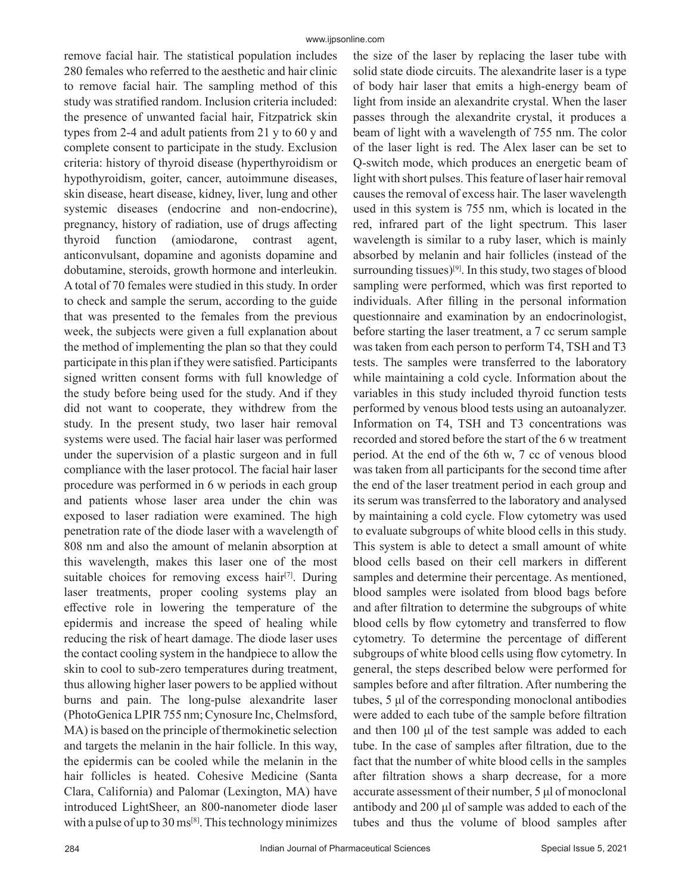remove facial hair. The statistical population includes 280 females who referred to the aesthetic and hair clinic to remove facial hair. The sampling method of this study was stratified random. Inclusion criteria included: the presence of unwanted facial hair, Fitzpatrick skin types from 2-4 and adult patients from 21 y to 60 y and complete consent to participate in the study. Exclusion criteria: history of thyroid disease (hyperthyroidism or hypothyroidism, goiter, cancer, autoimmune diseases, skin disease, heart disease, kidney, liver, lung and other systemic diseases (endocrine and non-endocrine), pregnancy, history of radiation, use of drugs affecting thyroid function (amiodarone, contrast agent, anticonvulsant, dopamine and agonists dopamine and dobutamine, steroids, growth hormone and interleukin. A total of 70 females were studied in this study. In order to check and sample the serum, according to the guide that was presented to the females from the previous week, the subjects were given a full explanation about the method of implementing the plan so that they could participate in this plan if they were satisfied. Participants signed written consent forms with full knowledge of the study before being used for the study. And if they did not want to cooperate, they withdrew from the study. In the present study, two laser hair removal systems were used. The facial hair laser was performed under the supervision of a plastic surgeon and in full compliance with the laser protocol. The facial hair laser procedure was performed in 6 w periods in each group and patients whose laser area under the chin was exposed to laser radiation were examined. The high penetration rate of the diode laser with a wavelength of 808 nm and also the amount of melanin absorption at this wavelength, makes this laser one of the most suitable choices for removing excess hair[7]. During laser treatments, proper cooling systems play an effective role in lowering the temperature of the epidermis and increase the speed of healing while reducing the risk of heart damage. The diode laser uses the contact cooling system in the handpiece to allow the skin to cool to sub-zero temperatures during treatment, thus allowing higher laser powers to be applied without burns and pain. The long-pulse alexandrite laser (PhotoGenica LPIR 755 nm; Cynosure Inc, Chelmsford, MA) is based on the principle of thermokinetic selection and targets the melanin in the hair follicle. In this way, the epidermis can be cooled while the melanin in the hair follicles is heated. Cohesive Medicine (Santa Clara, California) and Palomar (Lexington, MA) have introduced LightSheer, an 800-nanometer diode laser with a pulse of up to 30 ms[8]. This technology minimizes the size of the laser by replacing the laser tube with solid state diode circuits. The alexandrite laser is a type of body hair laser that emits a high-energy beam of light from inside an alexandrite crystal. When the laser passes through the alexandrite crystal, it produces a beam of light with a wavelength of 755 nm. The color of the laser light is red. The Alex laser can be set to Q-switch mode, which produces an energetic beam of light with short pulses. This feature of laser hair removal causes the removal of excess hair. The laser wavelength used in this system is 755 nm, which is located in the red, infrared part of the light spectrum. This laser wavelength is similar to a ruby laser, which is mainly absorbed by melanin and hair follicles (instead of the surrounding tissues)[9]. In this study, two stages of blood sampling were performed, which was first reported to individuals. After filling in the personal information questionnaire and examination by an endocrinologist, before starting the laser treatment, a 7 cc serum sample was taken from each person to perform T4, TSH and T3 tests. The samples were transferred to the laboratory while maintaining a cold cycle. Information about the variables in this study included thyroid function tests performed by venous blood tests using an autoanalyzer. Information on T4, TSH and T3 concentrations was recorded and stored before the start of the 6 w treatment period. At the end of the 6th w, 7 cc of venous blood was taken from all participants for the second time after the end of the laser treatment period in each group and its serum was transferred to the laboratory and analysed by maintaining a cold cycle. Flow cytometry was used to evaluate subgroups of white blood cells in this study. This system is able to detect a small amount of white blood cells based on their cell markers in different samples and determine their percentage. As mentioned, blood samples were isolated from blood bags before and after filtration to determine the subgroups of white blood cells by flow cytometry and transferred to flow cytometry. To determine the percentage of different subgroups of white blood cells using flow cytometry. In general, the steps described below were performed for samples before and after filtration. After numbering the tubes, 5 μl of the corresponding monoclonal antibodies were added to each tube of the sample before filtration and then 100 μl of the test sample was added to each tube. In the case of samples after filtration, due to the fact that the number of white blood cells in the samples after filtration shows a sharp decrease, for a more accurate assessment of their number, 5 μl of monoclonal antibody and 200 μl of sample was added to each of the tubes and thus the volume of blood samples after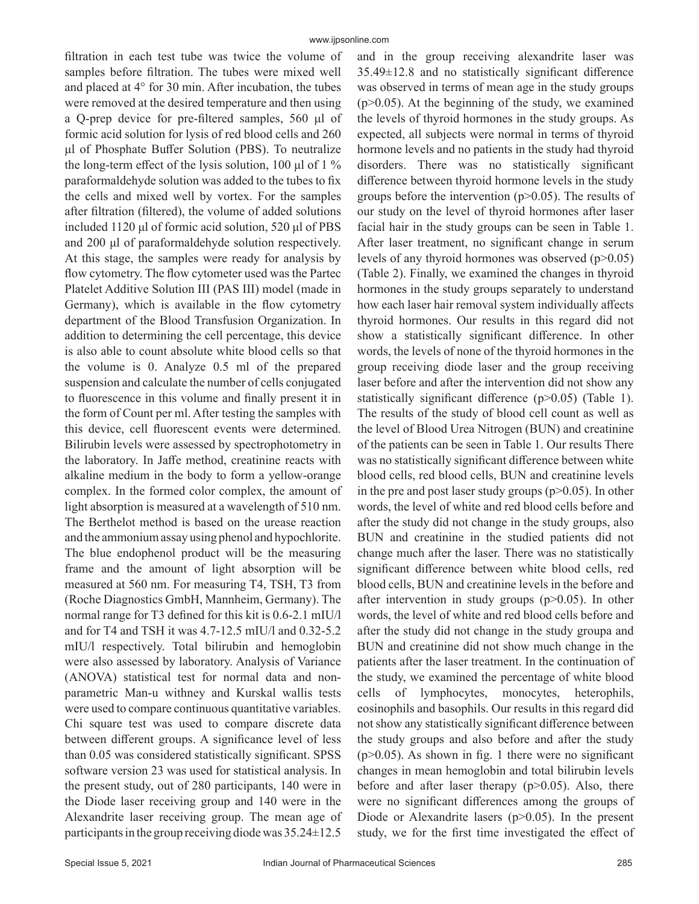filtration in each test tube was twice the volume of samples before filtration. The tubes were mixed well and placed at 4° for 30 min. After incubation, the tubes were removed at the desired temperature and then using a Q-prep device for pre-filtered samples, 560 µl of formic acid solution for lysis of red blood cells and 260 µl of Phosphate Buffer Solution (PBS). To neutralize the long-term effect of the lysis solution, 100 µl of 1 % paraformaldehyde solution was added to the tubes to fix the cells and mixed well by vortex. For the samples after filtration (filtered), the volume of added solutions included 1120 µl of formic acid solution, 520 µl of PBS and 200 µl of paraformaldehyde solution respectively. At this stage, the samples were ready for analysis by flow cytometry. The flow cytometer used was the Partec Platelet Additive Solution III (PAS III) model (made in Germany), which is available in the flow cytometry department of the Blood Transfusion Organization. In addition to determining the cell percentage, this device is also able to count absolute white blood cells so that the volume is 0. Analyze 0.5 ml of the prepared suspension and calculate the number of cells conjugated to fluorescence in this volume and finally present it in the form of Count per ml. After testing the samples with this device, cell fluorescent events were determined. Bilirubin levels were assessed by spectrophotometry in the laboratory. In Jaffe method, creatinine reacts with alkaline medium in the body to form a yellow-orange complex. In the formed color complex, the amount of light absorption is measured at a wavelength of 510 nm. The Berthelot method is based on the urease reaction and the ammonium assay using phenol and hypochlorite. The blue endophenol product will be the measuring frame and the amount of light absorption will be measured at 560 nm. For measuring T4, TSH, T3 from (Roche Diagnostics GmbH, Mannheim, Germany). The normal range for T3 defined for this kit is 0.6-2.1 mIU/l and for T4 and TSH it was 4.7-12.5 mIU/l and 0.32-5.2 mIU/l respectively. Total bilirubin and hemoglobin were also assessed by laboratory. Analysis of Variance (ANOVA) statistical test for normal data and non-parametric Man-u withney and Kurskal wallis tests were used to compare continuous quantitative variables. Chi square test was used to compare discrete data between different groups. A significance level of less than 0.05 was considered statistically significant. SPSS software version 23 was used for statistical analysis. In the present study, out of 280 participants, 140 were in the Diode laser receiving group and 140 were in the Alexandrite laser receiving group. The mean age of participants in the group receiving diode was 35.24±12.5 and in the group receiving alexandrite laser was 35.49±12.8 and no statistically significant difference was observed in terms of mean age in the study groups ($p>0.05$). At the beginning of the study, we examined the levels of thyroid hormones in the study groups. As expected, all subjects were normal in terms of thyroid hormone levels and no patients in the study had thyroid disorders. There was no statistically significant difference between thyroid hormone levels in the study groups before the intervention ($p>0.05$). The results of our study on the level of thyroid hormones after laser facial hair in the study groups can be seen in Table 1. After laser treatment, no significant change in serum levels of any thyroid hormones was observed ($p>0.05$) (Table 2). Finally, we examined the changes in thyroid hormones in the study groups separately to understand how each laser hair removal system individually affects thyroid hormones. Our results in this regard did not show a statistically significant difference. In other words, the levels of none of the thyroid hormones in the group receiving diode laser and the group receiving laser before and after the intervention did not show any statistically significant difference ($p>0.05$) (Table 1). The results of the study of blood cell count as well as the level of Blood Urea Nitrogen (BUN) and creatinine of the patients can be seen in Table 1. Our results There was no statistically significant difference between white blood cells, red blood cells, BUN and creatinine levels in the pre and post laser study groups ($p>0.05$). In other words, the level of white and red blood cells before and after the study did not change in the study groups, also BUN and creatinine in the studied patients did not change much after the laser. There was no statistically significant difference between white blood cells, red blood cells, BUN and creatinine levels in the before and after intervention in study groups ($p>0.05$). In other words, the level of white and red blood cells before and after the study did not change in the study groupa and BUN and creatinine did not show much change in the patients after the laser treatment. In the continuation of the study, we examined the percentage of white blood cells of lymphocytes, monocytes, heterophils, eosinophils and basophils. Our results in this regard did not show any statistically significant difference between the study groups and also before and after the study ($p>0.05$). As shown in fig. 1 there were no significant changes in mean hemoglobin and total bilirubin levels before and after laser therapy ($p>0.05$). Also, there were no significant differences among the groups of Diode or Alexandrite lasers ($p>0.05$). In the present study, we for the first time investigated the effect of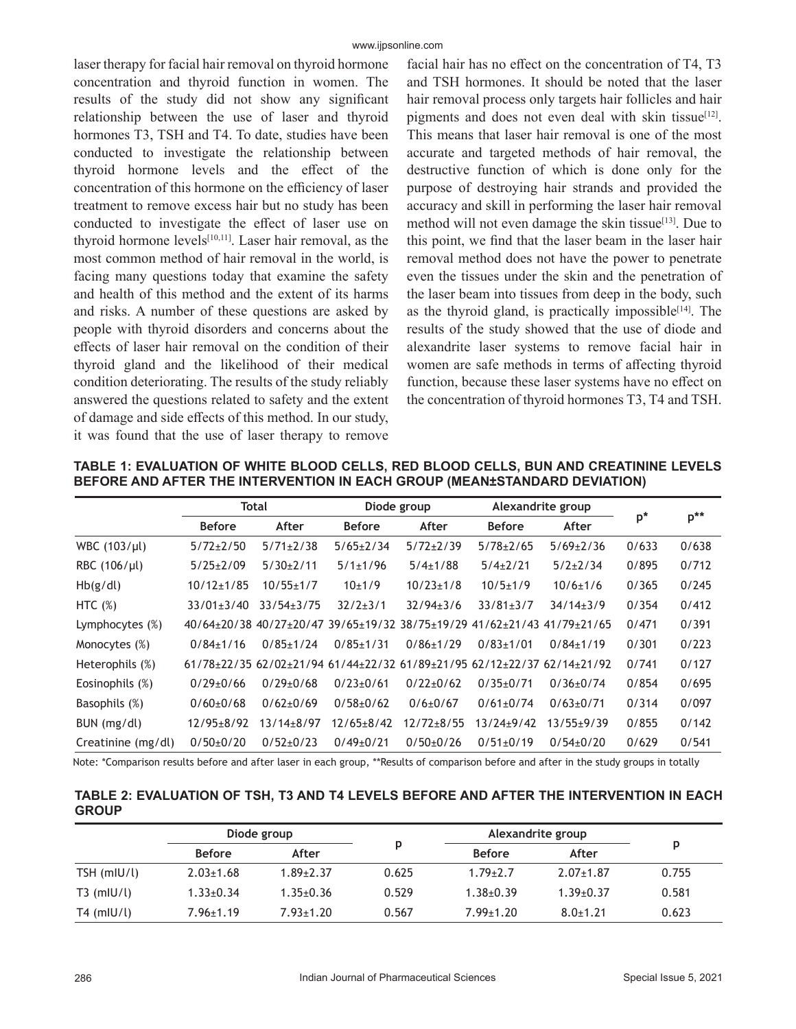laser therapy for facial hair removal on thyroid hormone concentration and thyroid function in women. The results of the study did not show any significant relationship between the use of laser and thyroid hormones T3, TSH and T4. To date, studies have been conducted to investigate the relationship between thyroid hormone levels and the effect of the concentration of this hormone on the efficiency of laser treatment to remove excess hair but no study has been conducted to investigate the effect of laser use on thyroid hormone levels[10,11]. Laser hair removal, as the most common method of hair removal in the world, is facing many questions today that examine the safety and health of this method and the extent of its harms and risks. A number of these questions are asked by people with thyroid disorders and concerns about the effects of laser hair removal on the condition of their thyroid gland and the likelihood of their medical condition deteriorating. The results of the study reliably answered the questions related to safety and the extent of damage and side effects of this method. In our study, it was found that the use of laser therapy to remove facial hair has no effect on the concentration of T4, T3 and TSH hormones. It should be noted that the laser hair removal process only targets hair follicles and hair pigments and does not even deal with skin tissue[12]. This means that laser hair removal is one of the most accurate and targeted methods of hair removal, the destructive function of which is done only for the purpose of destroying hair strands and provided the accuracy and skill in performing the laser hair removal method will not even damage the skin tissue[13]. Due to this point, we find that the laser beam in the laser hair removal method does not have the power to penetrate even the tissues under the skin and the penetration of the laser beam into tissues from deep in the body, such as the thyroid gland, is practically impossible[14]. The results of the study showed that the use of diode and alexandrite laser systems to remove facial hair in women are safe methods in terms of affecting thyroid function, because these laser systems have no effect on the concentration of thyroid hormones T3, T4 and TSH.

**TABLE 1: EVALUATION OF WHITE BLOOD CELLS, RED BLOOD CELLS, BUN AND CREATININE LEVELS BEFORE AND AFTER THE INTERVENTION IN EACH GROUP (MEAN±STANDARD DEVIATION)**

| | Total | | Diode group | | Alexandrite group | | p* | p** |
|---|---|---|---|---|---|---|---|---|
| | Before | After | Before | After | Before | After | | |
| WBC (103/µl) | 5/72±2/50 | 5/71±2/38 | 5/65±2/34 | 5/72±2/39 | 5/78±2/65 | 5/69±2/36 | 0/633 | 0/638 |
| RBC (106/µl) | 5/25±2/09 | 5/30±2/11 | 5/1±1/96 | 5/4±1/88 | 5/4±2/21 | 5/2±2/34 | 0/895 | 0/712 |
| Hb(g/dl) | 10/12±1/85 | 10/55±1/7 | 10±1/9 | 10/23±1/8 | 10/5±1/9 | 10/6±1/6 | 0/365 | 0/245 |
| HTC (%) | 33/01±3/40 | 33/54±3/75 | 32/2±3/1 | 32/94±3/6 | 33/81±3/7 | 34/14±3/9 | 0/354 | 0/412 |
| Lymphocytes (%) | 40/64±20/38 | 40/27±20/47 | 39/65±19/32 | 38/75±19/29 | 41/62±21/43 | 41/79±21/65 | 0/471 | 0/391 |
| Monocytes (%) | 0/84±1/16 | 0/85±1/24 | 0/85±1/31 | 0/86±1/29 | 0/83±1/01 | 0/84±1/19 | 0/301 | 0/223 |
| Heterophils (%) | 61/78±22/35 | 62/02±21/94 | 61/44±22/32 | 61/89±21/95 | 62/12±22/37 | 62/14±21/92 | 0/741 | 0/127 |
| Eosinophils (%) | 0/29±0/66 | 0/29±0/68 | 0/23±0/61 | 0/22±0/62 | 0/35±0/71 | 0/36±0/74 | 0/854 | 0/695 |
| Basophils (%) | 0/60±0/68 | 0/62±0/69 | 0/58±0/62 | 0/6±0/67 | 0/61±0/74 | 0/63±0/71 | 0/314 | 0/097 |
| BUN (mg/dl) | 12/95±8/92 | 13/14±8/97 | 12/65±8/42 | 12/72±8/55 | 13/24±9/42 | 13/55±9/39 | 0/855 | 0/142 |
| Creatinine (mg/dl) | 0/50±0/20 | 0/52±0/23 | 0/49±0/21 | 0/50±0/26 | 0/51±0/19 | 0/54±0/20 | 0/629 | 0/541 |

Note: *Comparison results before and after laser in each group, **Results of comparison before and after in the study groups in totally

**TABLE 2: EVALUATION OF TSH, T3 AND T4 LEVELS BEFORE AND AFTER THE INTERVENTION IN EACH GROUP**

| | Diode group | | p | Alexandrite group | | p |
|---|---|---|---|---|---|---|
| | Before | After | | Before | After | |
| TSH (mIU/l) | 2.03±1.68 | 1.89±2.37 | 0.625 | 1.79±2.7 | 2.07±1.87 | 0.755 |
| T3 (mIU/l) | 1.33±0.34 | 1.35±0.36 | 0.529 | 1.38±0.39 | 1.39±0.37 | 0.581 |
| T4 (mIU/l) | 7.96±1.19 | 7.93±1.20 | 0.567 | 7.99±1.20 | 8.0±1.21 | 0.623 |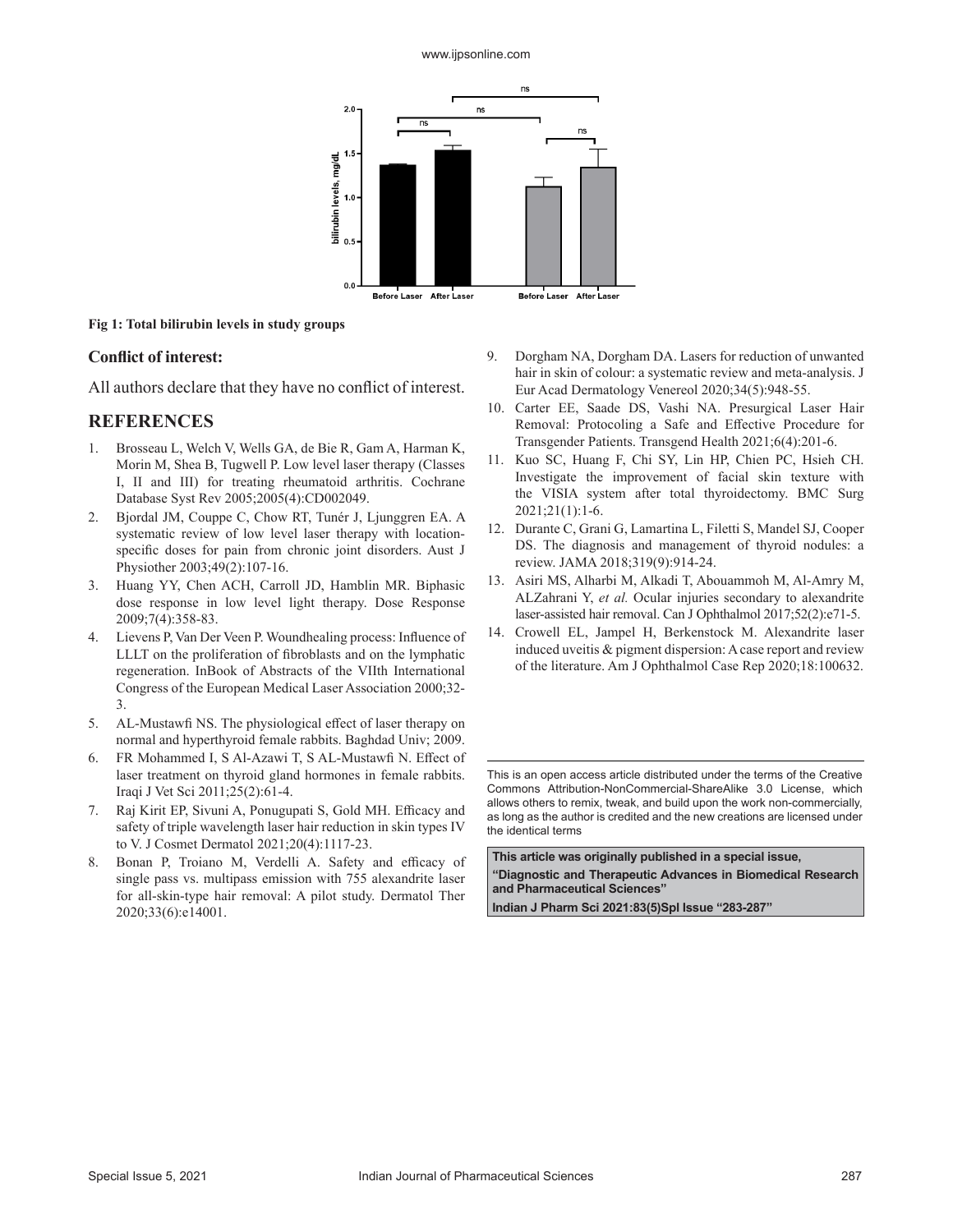ns

ns

ns

ns

2.0

1.5

1.0

0.5

0.0

bilirubin levels, mg/dL

Before Laser After Laser Before Laser After Laser

**Fig 1: Total bilirubin levels in study groups**

### Conflict of interest:

All authors declare that they have no conflict of interest.

## REFERENCES

1. Brosseau L, Welch V, Wells GA, de Bie R, Gam A, Harman K, Morin M, Shea B, Tugwell P. Low level laser therapy (Classes I, II and III) for treating rheumatoid arthritis. Cochrane Database Syst Rev 2005;2005(4):CD002049.
2. Bjordal JM, Couppe C, Chow RT, Tunér J, Ljunggren EA. A systematic review of low level laser therapy with location-specific doses for pain from chronic joint disorders. Aust J Physiother 2003;49(2):107-16.
3. Huang YY, Chen ACH, Carroll JD, Hamblin MR. Biphasic dose response in low level light therapy. Dose Response 2009;7(4):358-83.
4. Lievens P, Van Der Veen P. Woundhealing process: Influence of LLLT on the proliferation of fibroblasts and on the lymphatic regeneration. InBook of Abstracts of the VIIth International Congress of the European Medical Laser Association 2000;32-3.
5. AL-Mustawfi NS. The physiological effect of laser therapy on normal and hyperthyroid female rabbits. Baghdad Univ; 2009.
6. FR Mohammed I, S Al-Azawi T, S AL-Mustawfi N. Effect of laser treatment on thyroid gland hormones in female rabbits. Iraqi J Vet Sci 2011;25(2):61-4.
7. Raj Kirit EP, Sivuni A, Ponugupati S, Gold MH. Efficacy and safety of triple wavelength laser hair reduction in skin types IV to V. J Cosmet Dermatol 2021;20(4):1117-23.
8. Bonan P, Troiano M, Verdelli A. Safety and efficacy of single pass vs. multipass emission with 755 alexandrite laser for all-skin-type hair removal: A pilot study. Dermatol Ther 2020;33(6):e14001.
9. Dorgham NA, Dorgham DA. Lasers for reduction of unwanted hair in skin of colour: a systematic review and meta-analysis. J Eur Acad Dermatology Venereol 2020;34(5):948-55.
10. Carter EE, Saade DS, Vashi NA. Presurgical Laser Hair Removal: Protocoling a Safe and Effective Procedure for Transgender Patients. Transgend Health 2021;6(4):201-6.
11. Kuo SC, Huang F, Chi SY, Lin HP, Chien PC, Hsieh CH. Investigate the improvement of facial skin texture with the VISIA system after total thyroidectomy. BMC Surg 2021;21(1):1-6.
12. Durante C, Grani G, Lamartina L, Filetti S, Mandel SJ, Cooper DS. The diagnosis and management of thyroid nodules: a review. JAMA 2018;319(9):914-24.
13. Asiri MS, Alharbi M, Alkadi T, Abouammoh M, Al-Amry M, ALZahrani Y, *et al.* Ocular injuries secondary to alexandrite laser-assisted hair removal. Can J Ophthalmol 2017;52(2):e71-5.
14. Crowell EL, Jampel H, Berkenstock M. Alexandrite laser induced uveitis & pigment dispersion: A case report and review of the literature. Am J Ophthalmol Case Rep 2020;18:100632.

This is an open access article distributed under the terms of the Creative Commons Attribution-NonCommercial-ShareAlike 3.0 License, which allows others to remix, tweak, and build upon the work non-commercially, as long as the author is credited and the new creations are licensed under the identical terms

**This article was originally published in a special issue, "Diagnostic and Therapeutic Advances in Biomedical Research and Pharmaceutical Sciences"**

**Indian J Pharm Sci 2021:83(5)Spl Issue "283-287"**